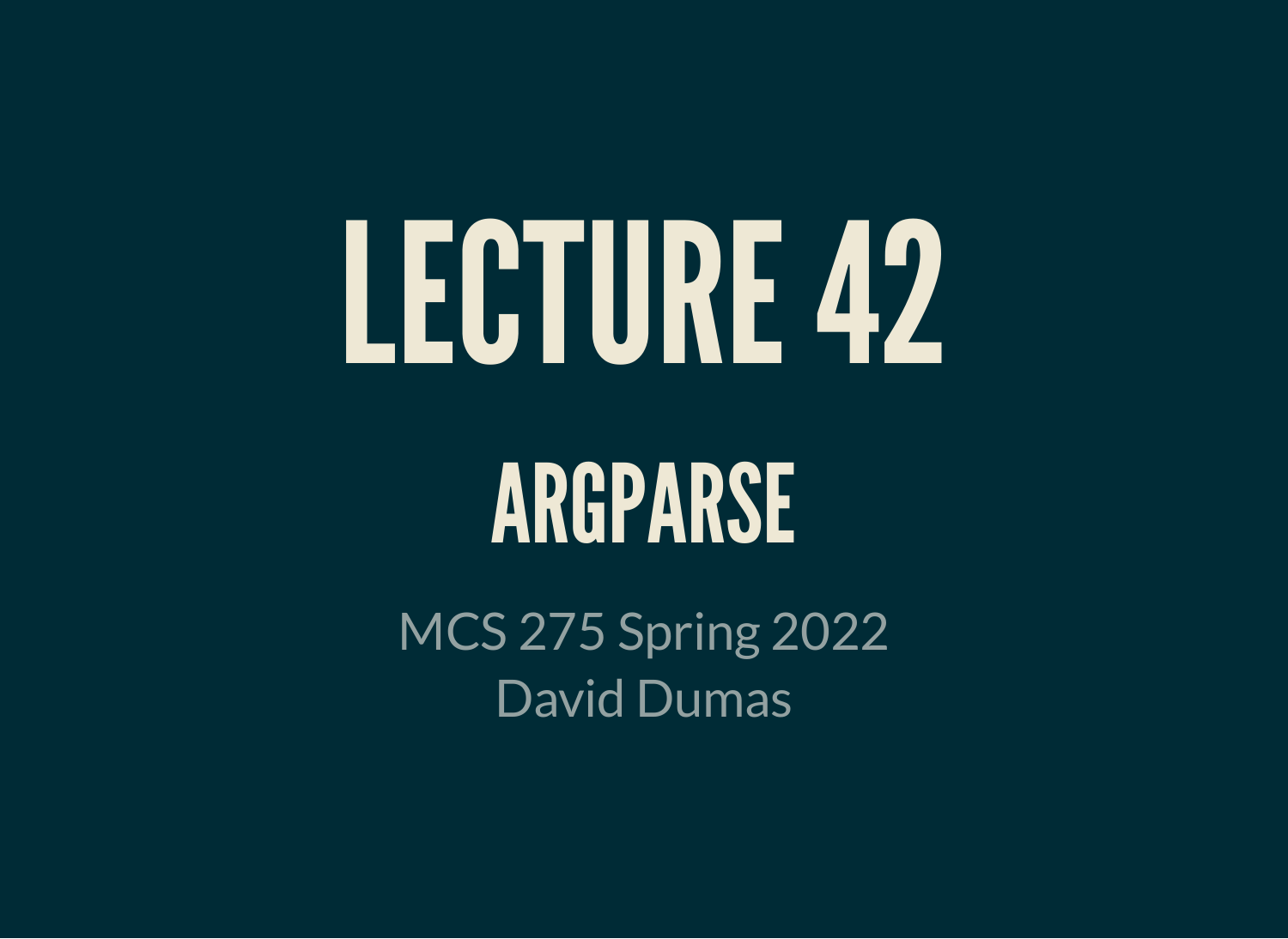# LECTURE 42

## ARGPARSE

MCS 275 Spring 2022
David Dumas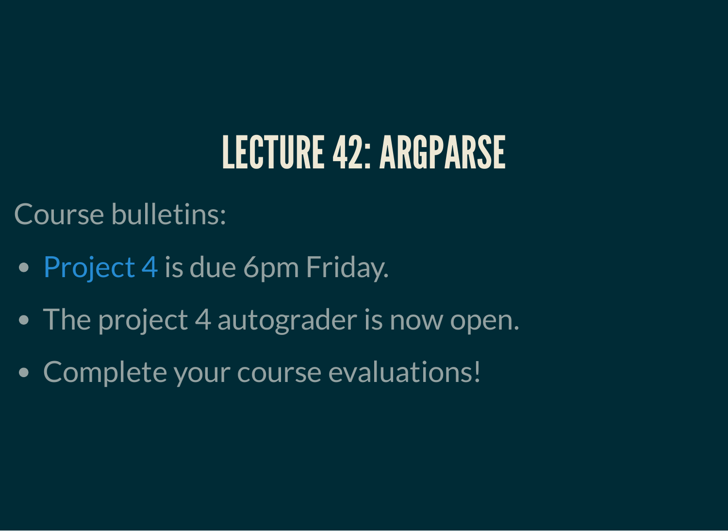# LECTURE 42: ARGPARSE

Course bulletins:

- Project 4 is due 6pm Friday.
- The project 4 autograder is now open.
- Complete your course evaluations!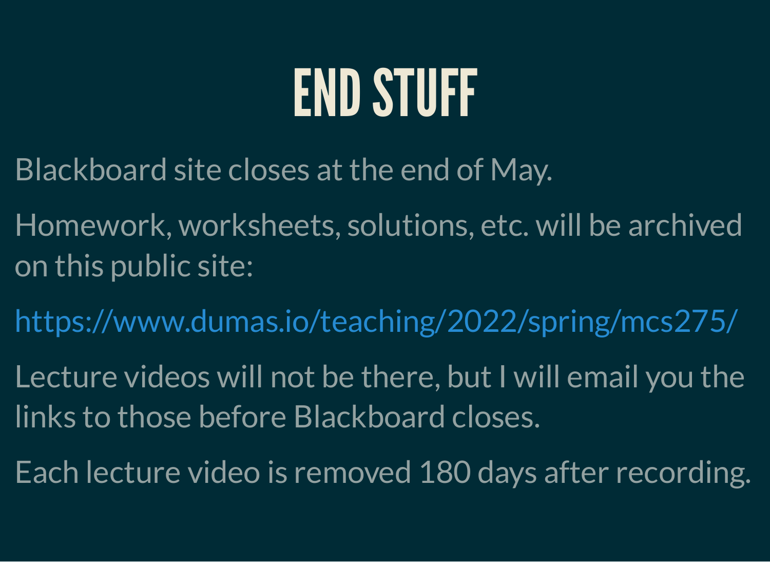# END STUFF

Blackboard site closes at the end of May.

Homework, worksheets, solutions, etc. will be archived on this public site:

https://www.dumas.io/teaching/2022/spring/mcs275/

Lecture videos will not be there, but I will email you the links to those before Blackboard closes.

Each lecture video is removed 180 days after recording.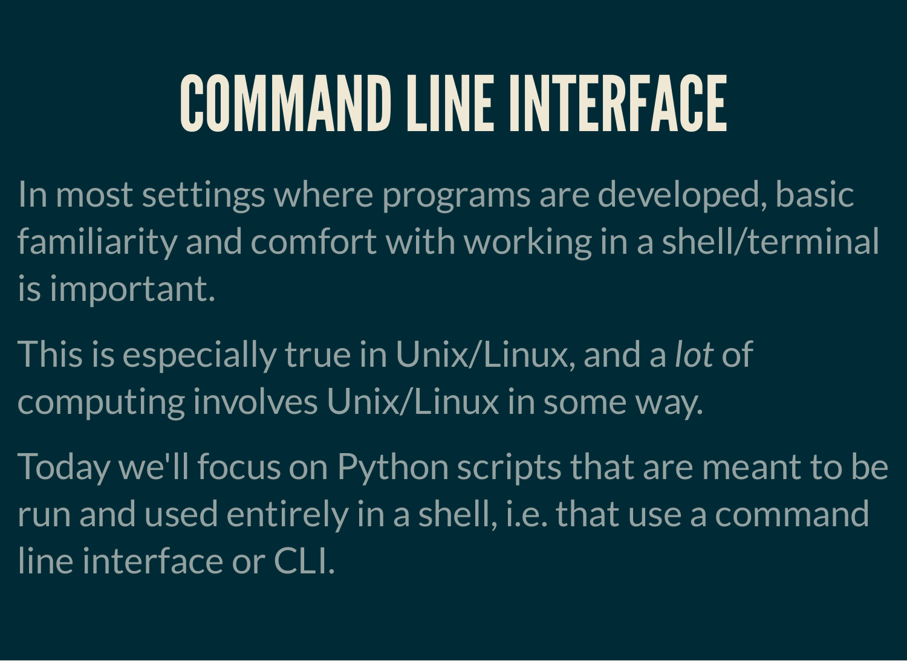# COMMAND LINE INTERFACE

In most settings where programs are developed, basic familiarity and comfort with working in a shell/terminal is important.

This is especially true in Unix/Linux, and a *lot* of computing involves Unix/Linux in some way.

Today we'll focus on Python scripts that are meant to be run and used entirely in a shell, i.e. that use a command line interface or CLI.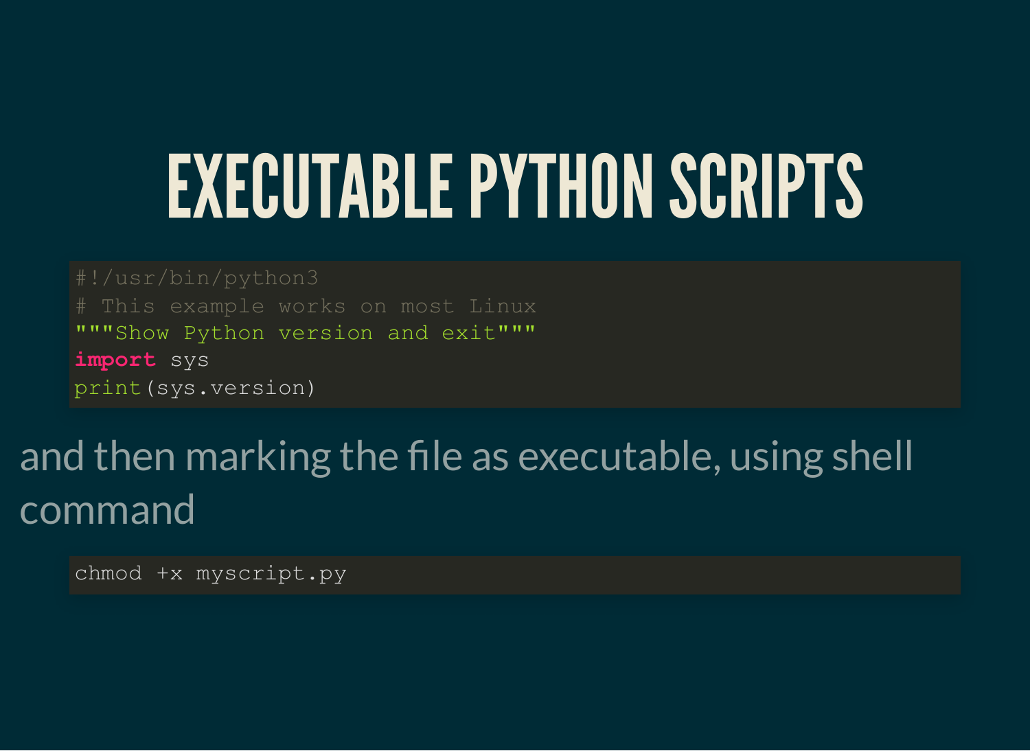# EXECUTABLE PYTHON SCRIPTS

```python
#!/usr/bin/python3
# This example works on most Linux
"""Show Python version and exit"""
import sys
print(sys.version)
```

and then marking the file as executable, using shell command

```
chmod +x myscript.py
```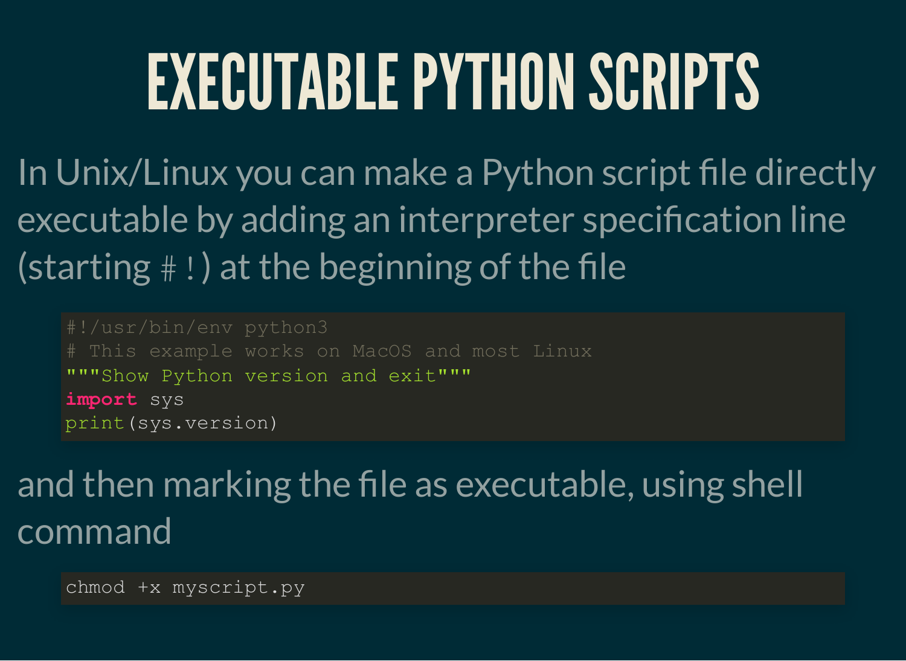# EXECUTABLE PYTHON SCRIPTS

In Unix/Linux you can make a Python script file directly executable by adding an interpreter specification line (starting `#!`) at the beginning of the file

```
#!/usr/bin/env python3
# This example works on MacOS and most Linux
"""Show Python version and exit"""
import sys
print(sys.version)
```

and then marking the file as executable, using shell command

```
chmod +x myscript.py
```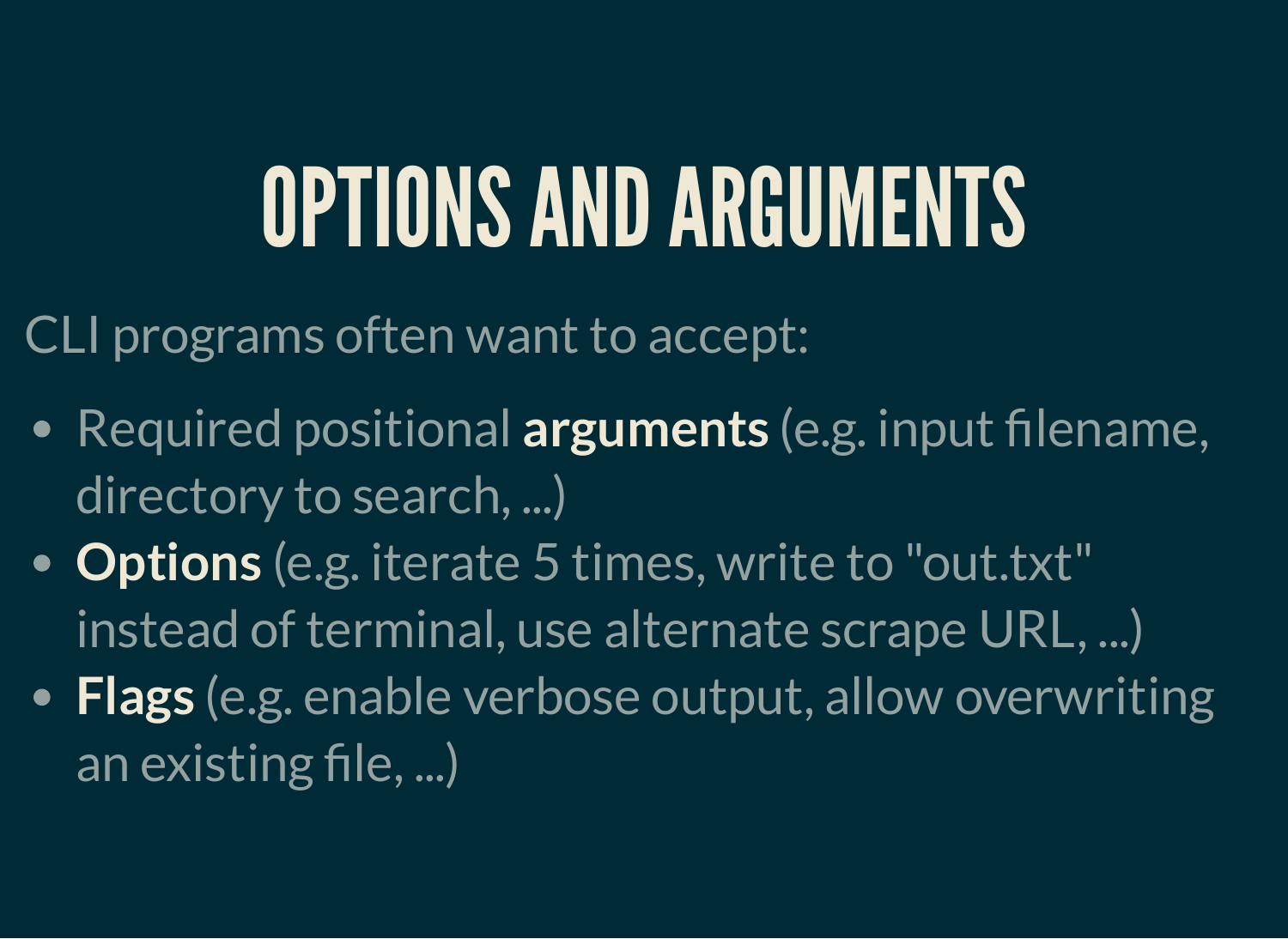# OPTIONS AND ARGUMENTS

CLI programs often want to accept:

- Required positional **arguments** (e.g. input filename, directory to search, ...)
- **Options** (e.g. iterate 5 times, write to "out.txt" instead of terminal, use alternate scrape URL, ...)
- **Flags** (e.g. enable verbose output, allow overwriting an existing file, ...)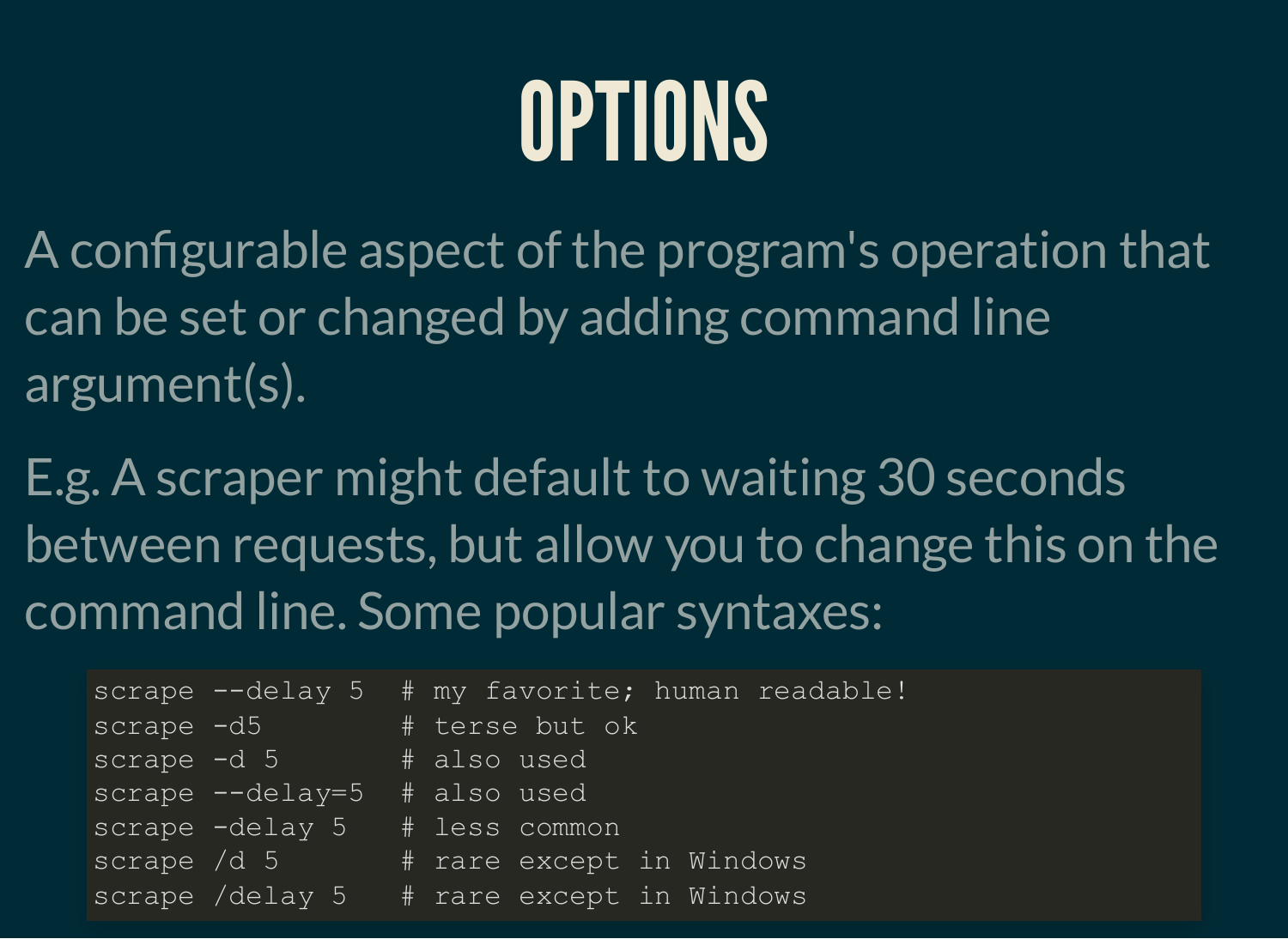# OPTIONS

A configurable aspect of the program's operation that can be set or changed by adding command line argument(s).

E.g. A scraper might default to waiting 30 seconds between requests, but allow you to change this on the command line. Some popular syntaxes:

```
scrape --delay 5  # my favorite; human readable!
scrape -d5        # terse but ok
scrape -d 5       # also used
scrape --delay=5  # also used
scrape -delay 5   # less common
scrape /d 5       # rare except in Windows
scrape /delay 5   # rare except in Windows
```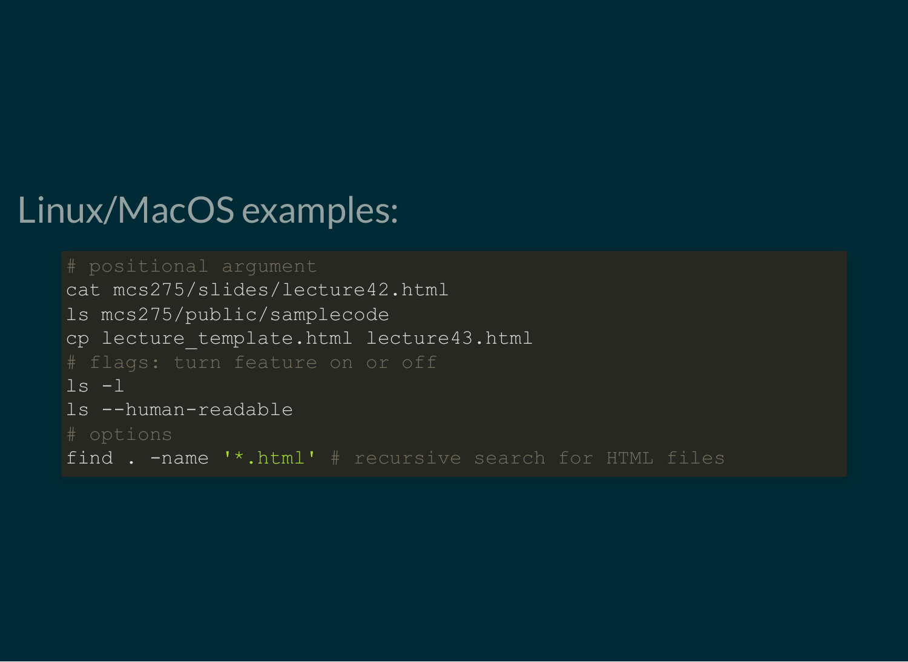Linux/MacOS examples:

```
# positional argument
cat mcs275/slides/lecture42.html
ls mcs275/public/samplecode
cp lecture_template.html lecture43.html
# flags: turn feature on or off
ls -l
ls --human-readable
# options
find . -name '*.html' # recursive search for HTML files
```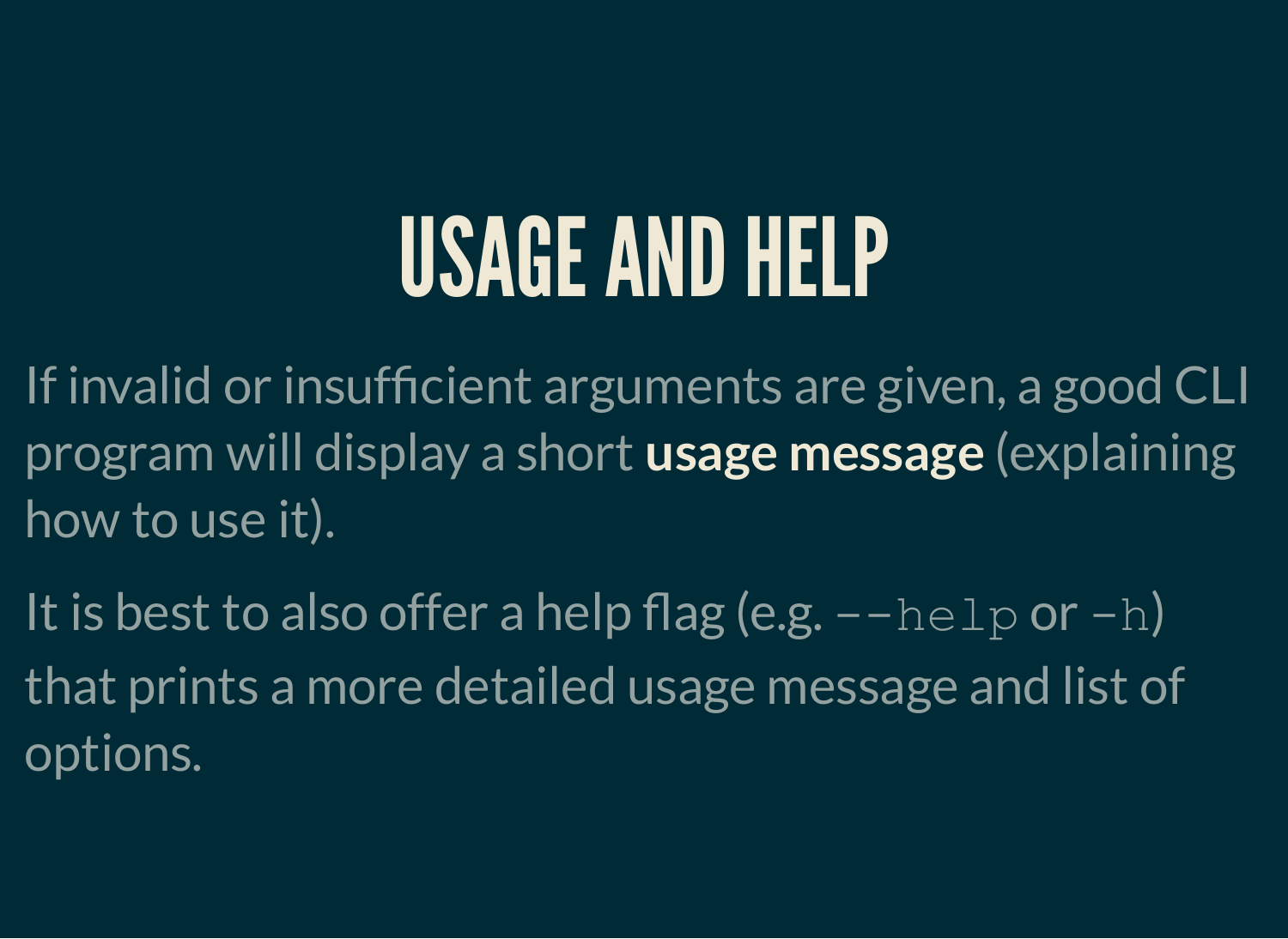# USAGE AND HELP

If invalid or insufficient arguments are given, a good CLI program will display a short **usage message** (explaining how to use it).

It is best to also offer a help flag (e.g. `--help` or `-h`) that prints a more detailed usage message and list of options.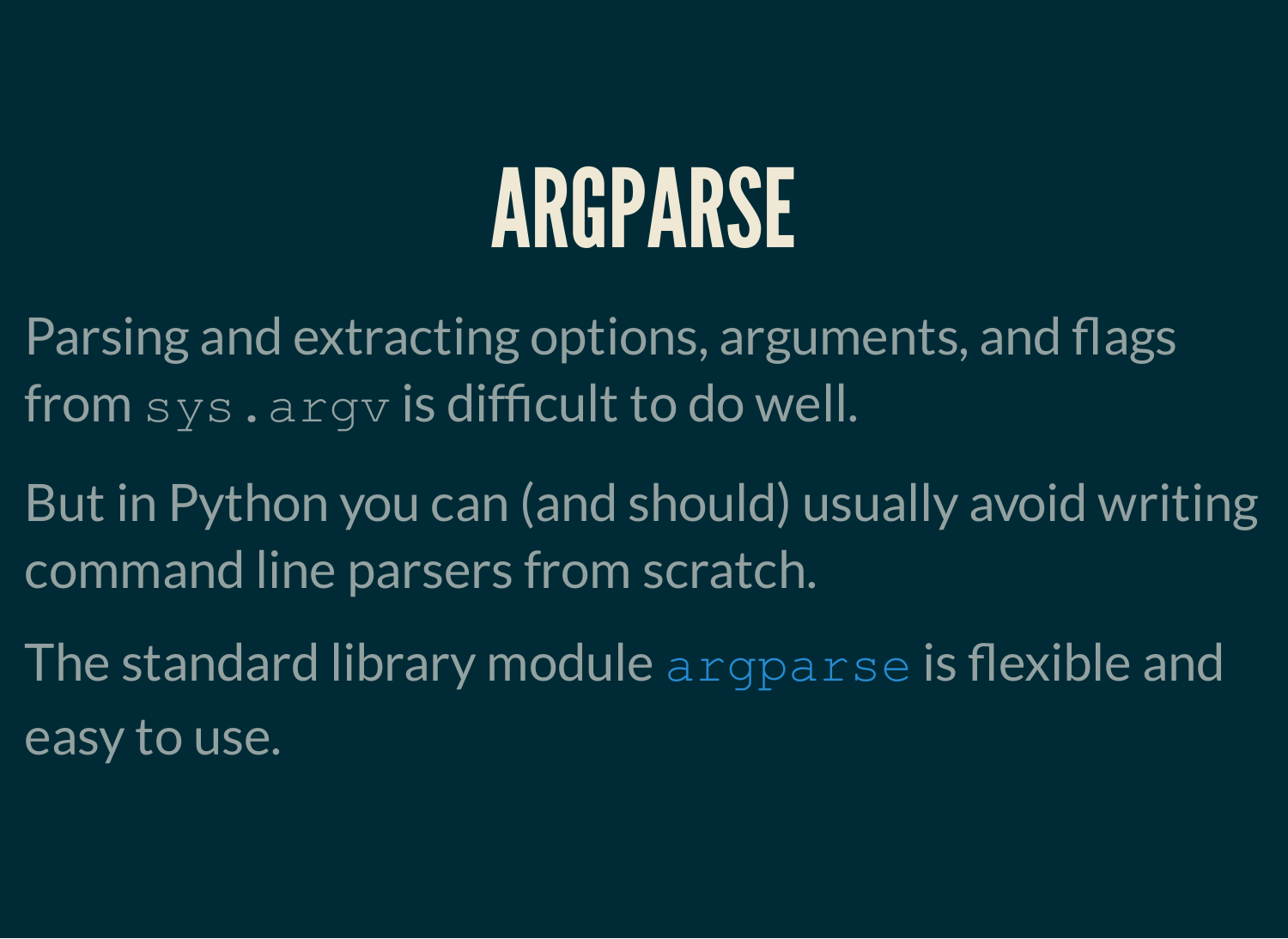# ARGPARSE

Parsing and extracting options, arguments, and flags from `sys.argv` is difficult to do well.

But in Python you can (and should) usually avoid writing command line parsers from scratch.

The standard library module `argparse` is flexible and easy to use.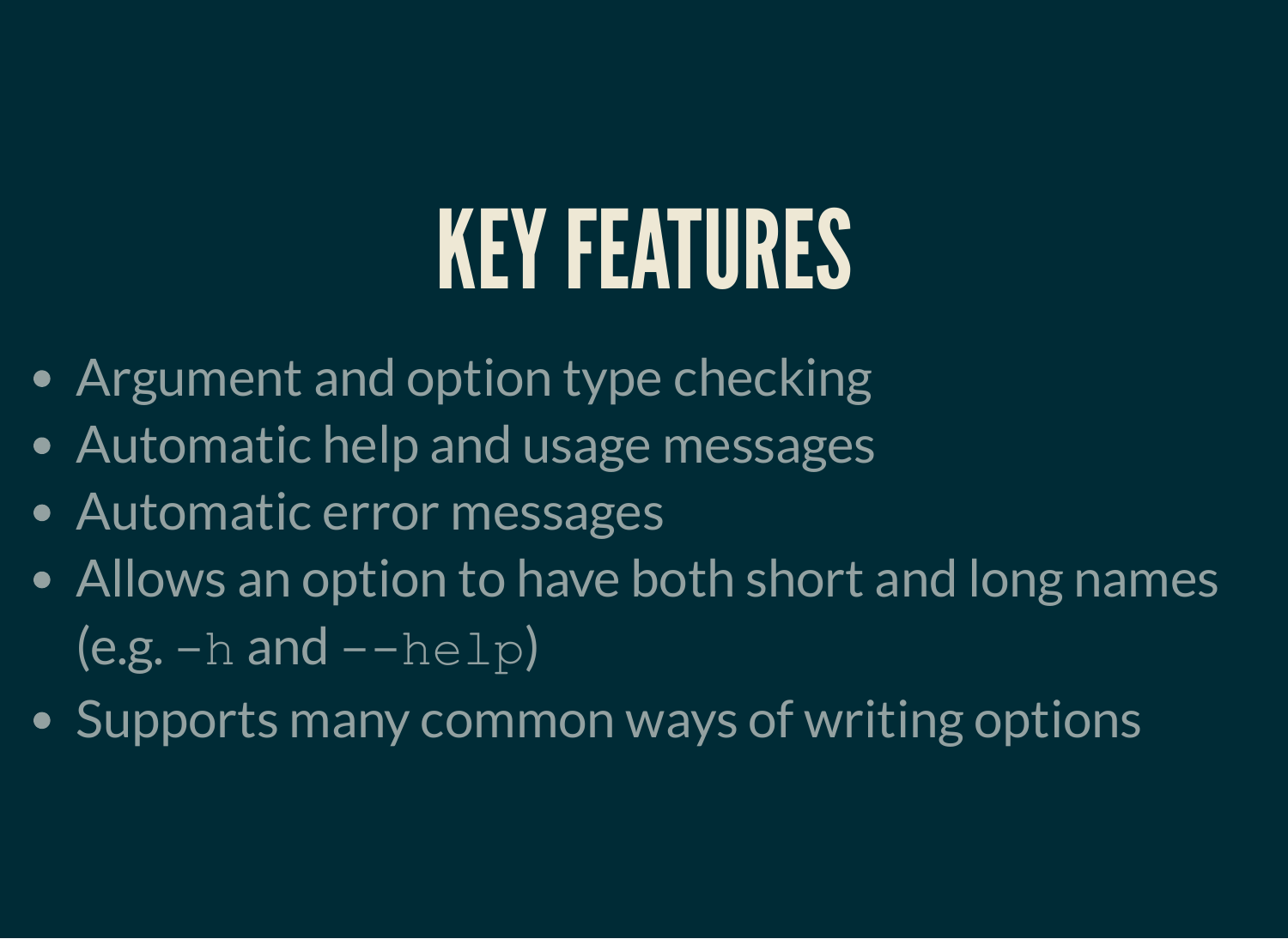# KEY FEATURES

- Argument and option type checking
- Automatic help and usage messages
- Automatic error messages
- Allows an option to have both short and long names (e.g. `-h` and `--help`)
- Supports many common ways of writing options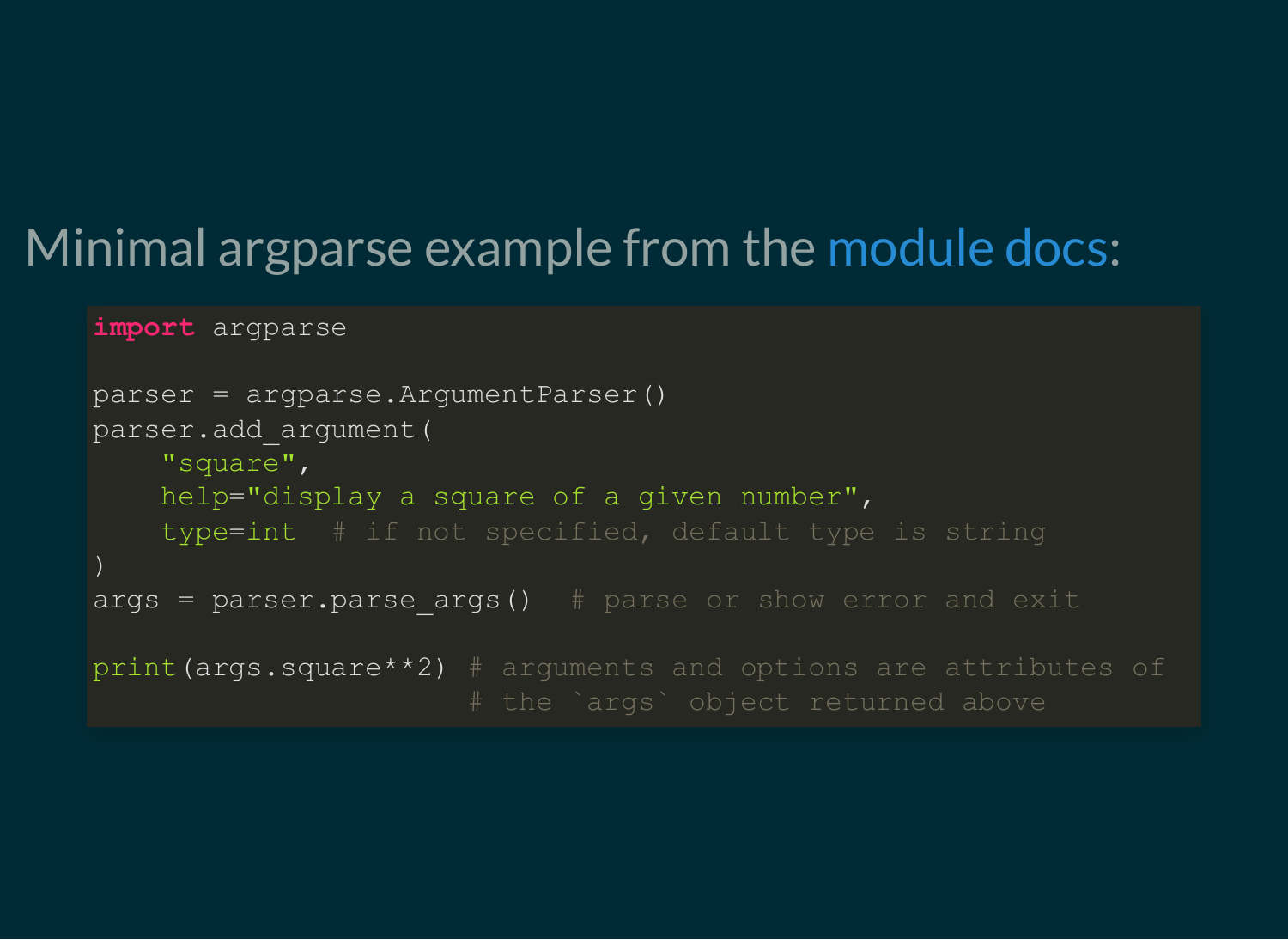Minimal argparse example from the module docs:

```
import argparse

parser = argparse.ArgumentParser()
parser.add_argument(
    "square",
    help="display a square of a given number",
    type=int  # if not specified, default type is string
)
args = parser.parse_args()  # parse or show error and exit

print(args.square**2) # arguments and options are attributes of
                      # the `args` object returned above
```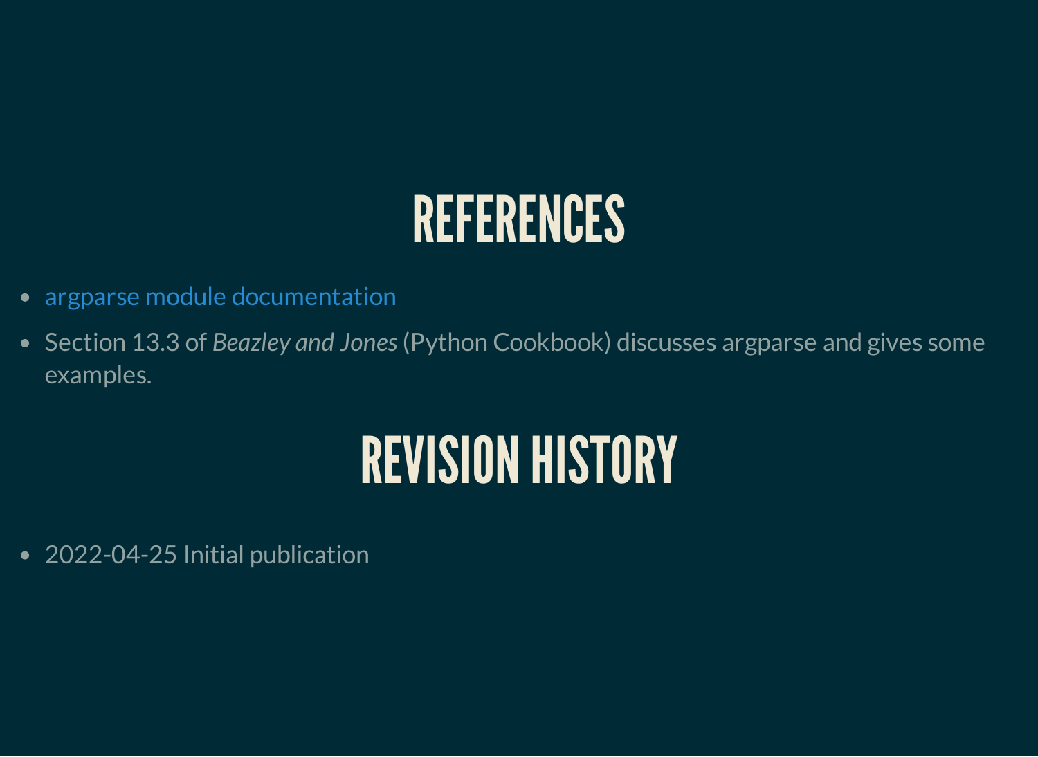# REFERENCES

- argparse module documentation
- Section 13.3 of *Beazley and Jones* (Python Cookbook) discusses argparse and gives some examples.

# REVISION HISTORY

- 2022-04-25 Initial publication